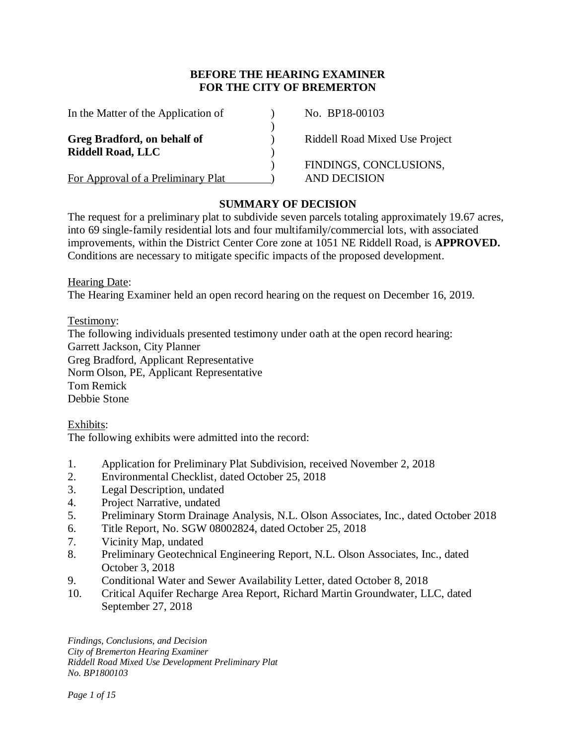**BEFORE THE HEARING EXAMINER**
**FOR THE CITY OF BREMERTON**

| | | |
|---|---|---|
| In the Matter of the Application of | ) | No. BP18-00103 |
| | ) | |
| **Greg Bradford, on behalf of** | ) | Riddell Road Mixed Use Project |
| **Riddell Road, LLC** | ) | |
| | ) | FINDINGS, CONCLUSIONS, |
| For Approval of a Preliminary Plat | ) | AND DECISION |

**SUMMARY OF DECISION**

The request for a preliminary plat to subdivide seven parcels totaling approximately 19.67 acres, into 69 single-family residential lots and four multifamily/commercial lots, with associated improvements, within the District Center Core zone at 1051 NE Riddell Road, is **APPROVED.** Conditions are necessary to mitigate specific impacts of the proposed development.

Hearing Date:

The Hearing Examiner held an open record hearing on the request on December 16, 2019.

Testimony:

The following individuals presented testimony under oath at the open record hearing:
Garrett Jackson, City Planner
Greg Bradford, Applicant Representative
Norm Olson, PE, Applicant Representative
Tom Remick
Debbie Stone

Exhibits:

The following exhibits were admitted into the record:

1. Application for Preliminary Plat Subdivision, received November 2, 2018
2. Environmental Checklist, dated October 25, 2018
3. Legal Description, undated
4. Project Narrative, undated
5. Preliminary Storm Drainage Analysis, N.L. Olson Associates, Inc., dated October 2018
6. Title Report, No. SGW 08002824, dated October 25, 2018
7. Vicinity Map, undated
8. Preliminary Geotechnical Engineering Report, N.L. Olson Associates, Inc., dated October 3, 2018
9. Conditional Water and Sewer Availability Letter, dated October 8, 2018
10. Critical Aquifer Recharge Area Report, Richard Martin Groundwater, LLC, dated September 27, 2018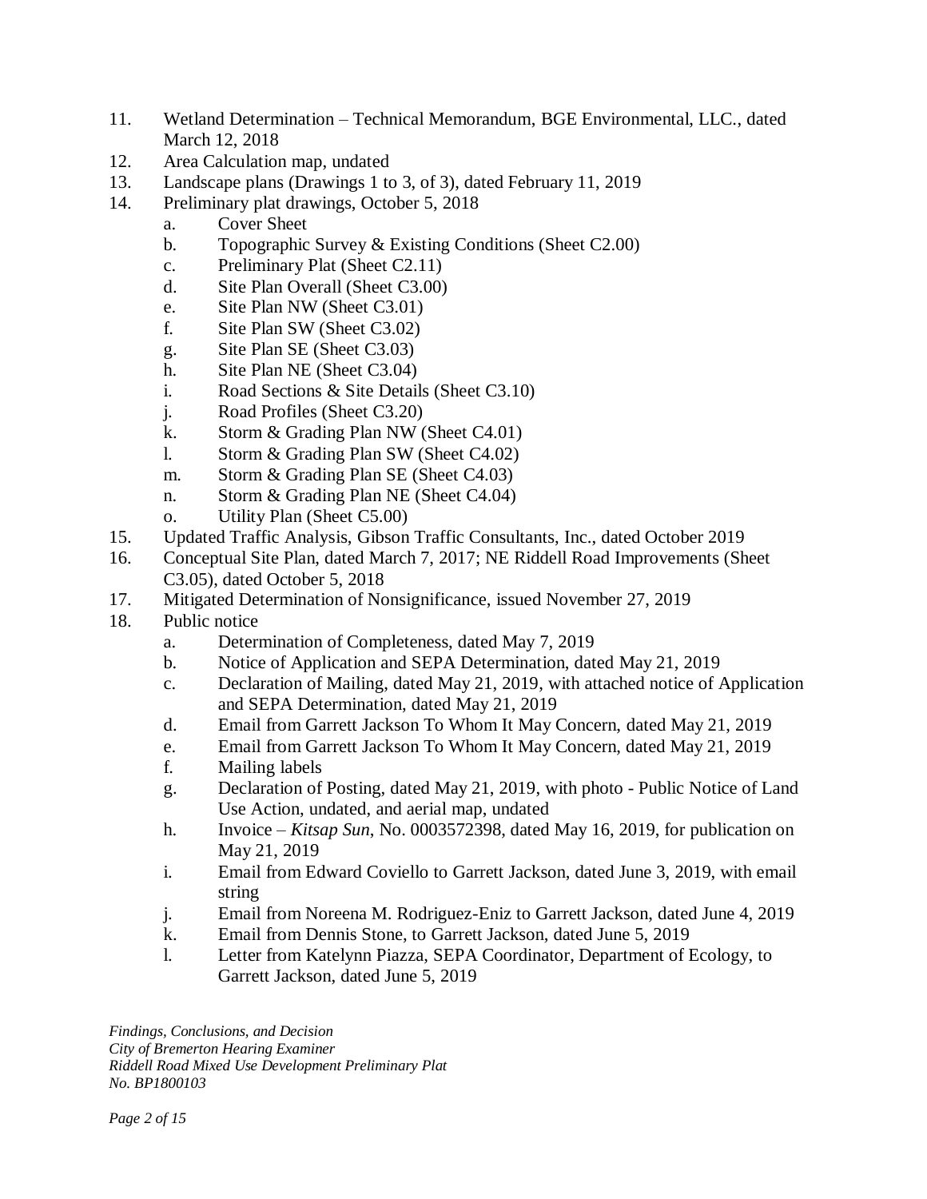11. Wetland Determination – Technical Memorandum, BGE Environmental, LLC., dated March 12, 2018
12. Area Calculation map, undated
13. Landscape plans (Drawings 1 to 3, of 3), dated February 11, 2019
14. Preliminary plat drawings, October 5, 2018
    a. Cover Sheet
    b. Topographic Survey & Existing Conditions (Sheet C2.00)
    c. Preliminary Plat (Sheet C2.11)
    d. Site Plan Overall (Sheet C3.00)
    e. Site Plan NW (Sheet C3.01)
    f. Site Plan SW (Sheet C3.02)
    g. Site Plan SE (Sheet C3.03)
    h. Site Plan NE (Sheet C3.04)
    i. Road Sections & Site Details (Sheet C3.10)
    j. Road Profiles (Sheet C3.20)
    k. Storm & Grading Plan NW (Sheet C4.01)
    l. Storm & Grading Plan SW (Sheet C4.02)
    m. Storm & Grading Plan SE (Sheet C4.03)
    n. Storm & Grading Plan NE (Sheet C4.04)
    o. Utility Plan (Sheet C5.00)
15. Updated Traffic Analysis, Gibson Traffic Consultants, Inc., dated October 2019
16. Conceptual Site Plan, dated March 7, 2017; NE Riddell Road Improvements (Sheet C3.05), dated October 5, 2018
17. Mitigated Determination of Nonsignificance, issued November 27, 2019
18. Public notice
    a. Determination of Completeness, dated May 7, 2019
    b. Notice of Application and SEPA Determination, dated May 21, 2019
    c. Declaration of Mailing, dated May 21, 2019, with attached notice of Application and SEPA Determination, dated May 21, 2019
    d. Email from Garrett Jackson To Whom It May Concern, dated May 21, 2019
    e. Email from Garrett Jackson To Whom It May Concern, dated May 21, 2019
    f. Mailing labels
    g. Declaration of Posting, dated May 21, 2019, with photo - Public Notice of Land Use Action, undated, and aerial map, undated
    h. Invoice – *Kitsap Sun*, No. 0003572398, dated May 16, 2019, for publication on May 21, 2019
    i. Email from Edward Coviello to Garrett Jackson, dated June 3, 2019, with email string
    j. Email from Noreena M. Rodriguez-Eniz to Garrett Jackson, dated June 4, 2019
    k. Email from Dennis Stone, to Garrett Jackson, dated June 5, 2019
    l. Letter from Katelynn Piazza, SEPA Coordinator, Department of Ecology, to Garrett Jackson, dated June 5, 2019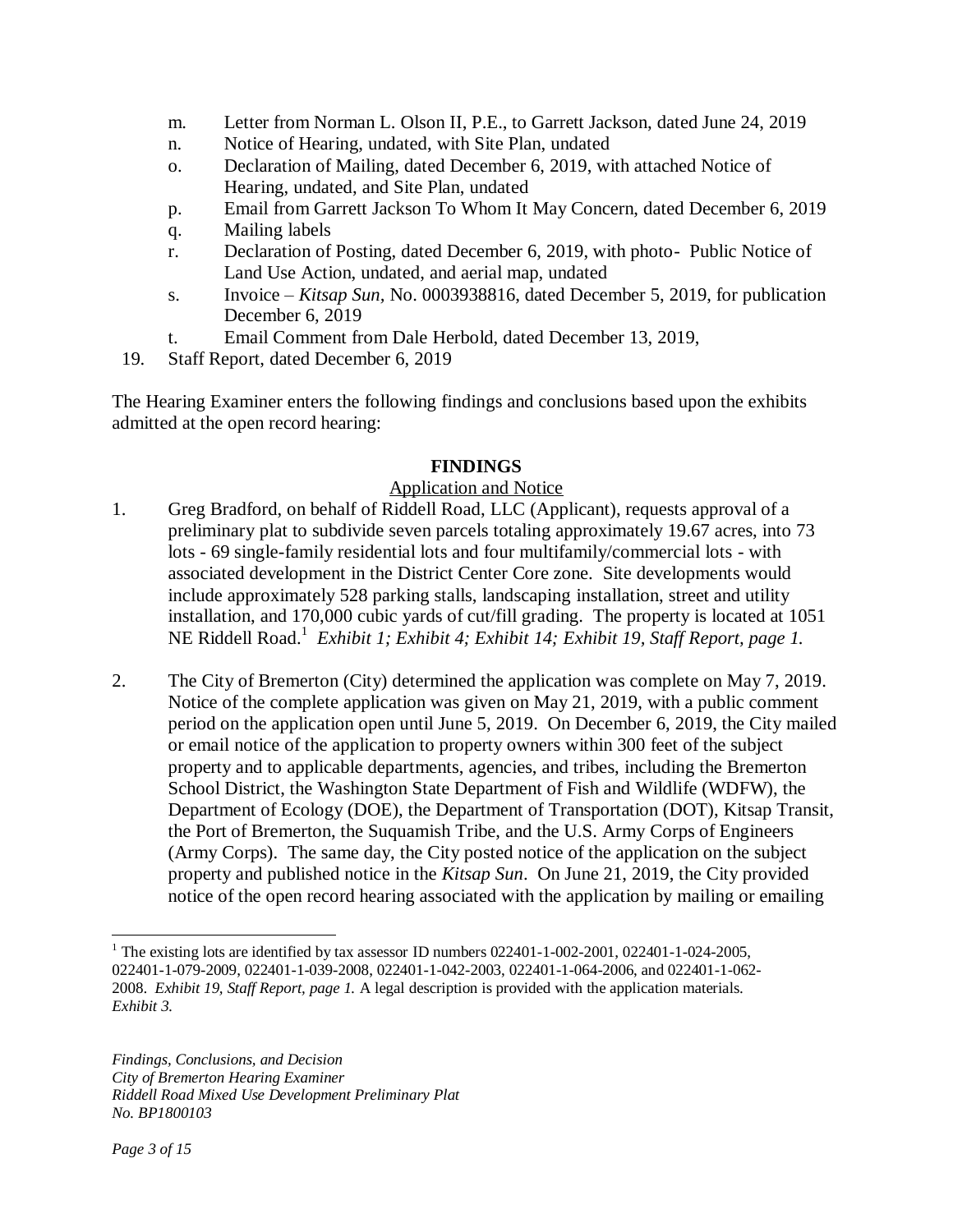m. Letter from Norman L. Olson II, P.E., to Garrett Jackson, dated June 24, 2019
n. Notice of Hearing, undated, with Site Plan, undated
o. Declaration of Mailing, dated December 6, 2019, with attached Notice of Hearing, undated, and Site Plan, undated
p. Email from Garrett Jackson To Whom It May Concern, dated December 6, 2019
q. Mailing labels
r. Declaration of Posting, dated December 6, 2019, with photo- Public Notice of Land Use Action, undated, and aerial map, undated
s. Invoice – *Kitsap Sun*, No. 0003938816, dated December 5, 2019, for publication December 6, 2019
t. Email Comment from Dale Herbold, dated December 13, 2019,

19. Staff Report, dated December 6, 2019

The Hearing Examiner enters the following findings and conclusions based upon the exhibits admitted at the open record hearing:

## FINDINGS

### Application and Notice

1. Greg Bradford, on behalf of Riddell Road, LLC (Applicant), requests approval of a preliminary plat to subdivide seven parcels totaling approximately 19.67 acres, into 73 lots - 69 single-family residential lots and four multifamily/commercial lots - with associated development in the District Center Core zone. Site developments would include approximately 528 parking stalls, landscaping installation, street and utility installation, and 170,000 cubic yards of cut/fill grading. The property is located at 1051 NE Riddell Road.[1] *Exhibit 1; Exhibit 4; Exhibit 14; Exhibit 19, Staff Report, page 1.*

2. The City of Bremerton (City) determined the application was complete on May 7, 2019. Notice of the complete application was given on May 21, 2019, with a public comment period on the application open until June 5, 2019. On December 6, 2019, the City mailed or email notice of the application to property owners within 300 feet of the subject property and to applicable departments, agencies, and tribes, including the Bremerton School District, the Washington State Department of Fish and Wildlife (WDFW), the Department of Ecology (DOE), the Department of Transportation (DOT), Kitsap Transit, the Port of Bremerton, the Suquamish Tribe, and the U.S. Army Corps of Engineers (Army Corps). The same day, the City posted notice of the application on the subject property and published notice in the *Kitsap Sun*. On June 21, 2019, the City provided notice of the open record hearing associated with the application by mailing or emailing

[1] The existing lots are identified by tax assessor ID numbers 022401-1-002-2001, 022401-1-024-2005, 022401-1-079-2009, 022401-1-039-2008, 022401-1-042-2003, 022401-1-064-2006, and 022401-1-062-2008. *Exhibit 19, Staff Report, page 1.* A legal description is provided with the application materials. *Exhibit 3.*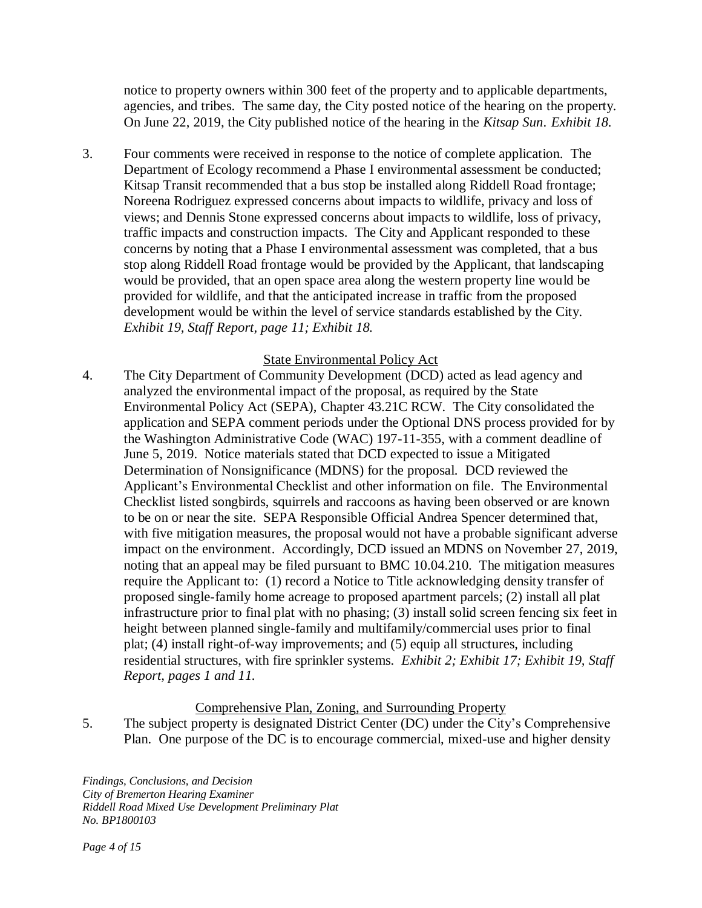notice to property owners within 300 feet of the property and to applicable departments, agencies, and tribes. The same day, the City posted notice of the hearing on the property. On June 22, 2019, the City published notice of the hearing in the *Kitsap Sun*. *Exhibit 18.*

3. Four comments were received in response to the notice of complete application. The Department of Ecology recommend a Phase I environmental assessment be conducted; Kitsap Transit recommended that a bus stop be installed along Riddell Road frontage; Noreena Rodriguez expressed concerns about impacts to wildlife, privacy and loss of views; and Dennis Stone expressed concerns about impacts to wildlife, loss of privacy, traffic impacts and construction impacts. The City and Applicant responded to these concerns by noting that a Phase I environmental assessment was completed, that a bus stop along Riddell Road frontage would be provided by the Applicant, that landscaping would be provided, that an open space area along the western property line would be provided for wildlife, and that the anticipated increase in traffic from the proposed development would be within the level of service standards established by the City. *Exhibit 19, Staff Report, page 11; Exhibit 18.*

<u>State Environmental Policy Act</u>

4. The City Department of Community Development (DCD) acted as lead agency and analyzed the environmental impact of the proposal, as required by the State Environmental Policy Act (SEPA), Chapter 43.21C RCW. The City consolidated the application and SEPA comment periods under the Optional DNS process provided for by the Washington Administrative Code (WAC) 197-11-355, with a comment deadline of June 5, 2019. Notice materials stated that DCD expected to issue a Mitigated Determination of Nonsignificance (MDNS) for the proposal. DCD reviewed the Applicant's Environmental Checklist and other information on file. The Environmental Checklist listed songbirds, squirrels and raccoons as having been observed or are known to be on or near the site. SEPA Responsible Official Andrea Spencer determined that, with five mitigation measures, the proposal would not have a probable significant adverse impact on the environment. Accordingly, DCD issued an MDNS on November 27, 2019, noting that an appeal may be filed pursuant to BMC 10.04.210. The mitigation measures require the Applicant to: (1) record a Notice to Title acknowledging density transfer of proposed single-family home acreage to proposed apartment parcels; (2) install all plat infrastructure prior to final plat with no phasing; (3) install solid screen fencing six feet in height between planned single-family and multifamily/commercial uses prior to final plat; (4) install right-of-way improvements; and (5) equip all structures, including residential structures, with fire sprinkler systems. *Exhibit 2; Exhibit 17; Exhibit 19, Staff Report, pages 1 and 11.*

<u>Comprehensive Plan, Zoning, and Surrounding Property</u>

5. The subject property is designated District Center (DC) under the City's Comprehensive Plan. One purpose of the DC is to encourage commercial, mixed-use and higher density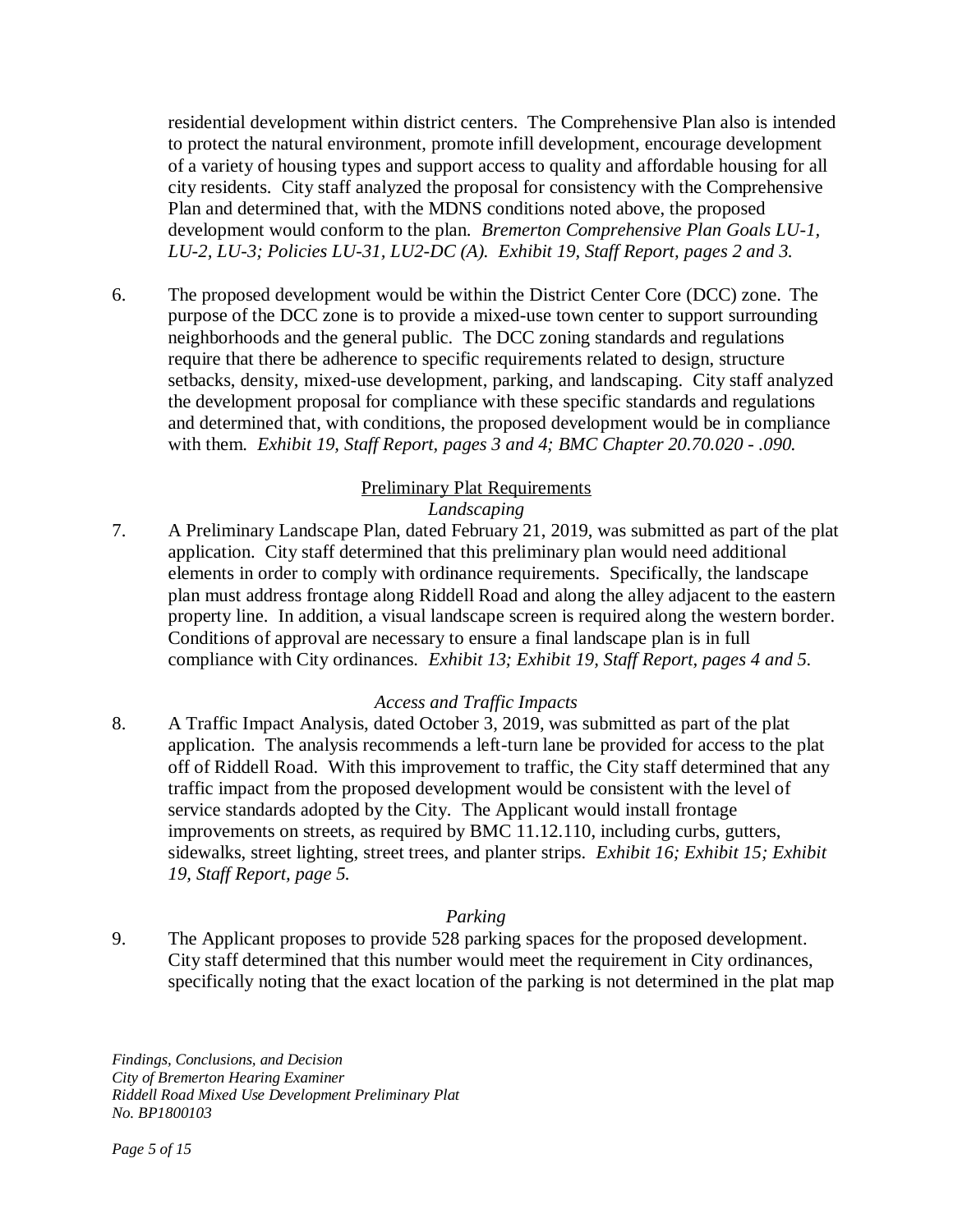residential development within district centers. The Comprehensive Plan also is intended to protect the natural environment, promote infill development, encourage development of a variety of housing types and support access to quality and affordable housing for all city residents. City staff analyzed the proposal for consistency with the Comprehensive Plan and determined that, with the MDNS conditions noted above, the proposed development would conform to the plan. *Bremerton Comprehensive Plan Goals LU-1, LU-2, LU-3; Policies LU-31, LU2-DC (A). Exhibit 19, Staff Report, pages 2 and 3.*

6. The proposed development would be within the District Center Core (DCC) zone. The purpose of the DCC zone is to provide a mixed-use town center to support surrounding neighborhoods and the general public. The DCC zoning standards and regulations require that there be adherence to specific requirements related to design, structure setbacks, density, mixed-use development, parking, and landscaping. City staff analyzed the development proposal for compliance with these specific standards and regulations and determined that, with conditions, the proposed development would be in compliance with them. *Exhibit 19, Staff Report, pages 3 and 4; BMC Chapter 20.70.020 - .090.*

<u>Preliminary Plat Requirements</u>

*Landscaping*

7. A Preliminary Landscape Plan, dated February 21, 2019, was submitted as part of the plat application. City staff determined that this preliminary plan would need additional elements in order to comply with ordinance requirements. Specifically, the landscape plan must address frontage along Riddell Road and along the alley adjacent to the eastern property line. In addition, a visual landscape screen is required along the western border. Conditions of approval are necessary to ensure a final landscape plan is in full compliance with City ordinances. *Exhibit 13; Exhibit 19, Staff Report, pages 4 and 5.*

*Access and Traffic Impacts*

8. A Traffic Impact Analysis, dated October 3, 2019, was submitted as part of the plat application. The analysis recommends a left-turn lane be provided for access to the plat off of Riddell Road. With this improvement to traffic, the City staff determined that any traffic impact from the proposed development would be consistent with the level of service standards adopted by the City. The Applicant would install frontage improvements on streets, as required by BMC 11.12.110, including curbs, gutters, sidewalks, street lighting, street trees, and planter strips. *Exhibit 16; Exhibit 15; Exhibit 19, Staff Report, page 5.*

*Parking*

9. The Applicant proposes to provide 528 parking spaces for the proposed development. City staff determined that this number would meet the requirement in City ordinances, specifically noting that the exact location of the parking is not determined in the plat map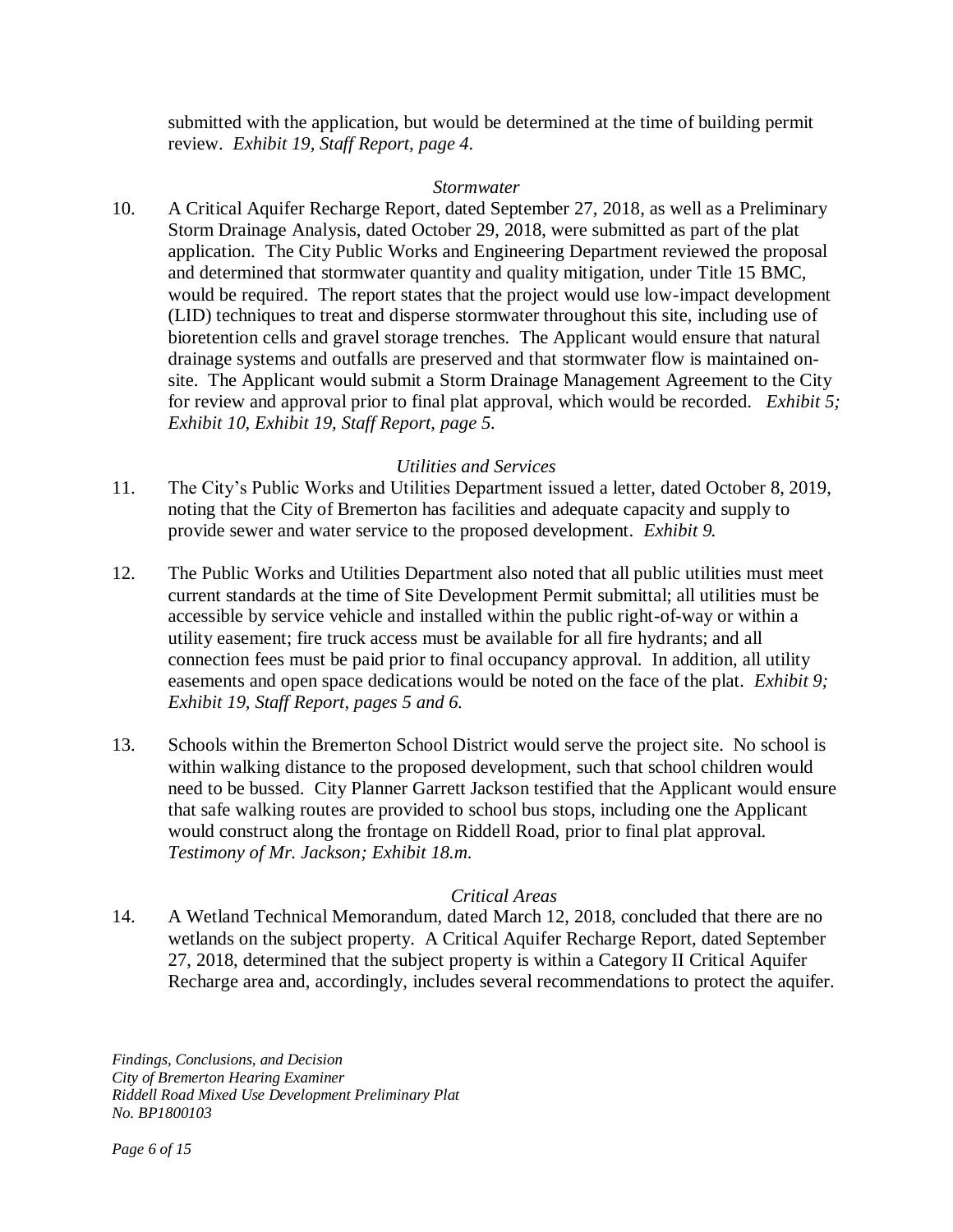submitted with the application, but would be determined at the time of building permit review. *Exhibit 19, Staff Report, page 4*.

*Stormwater*

10. A Critical Aquifer Recharge Report, dated September 27, 2018, as well as a Preliminary Storm Drainage Analysis, dated October 29, 2018, were submitted as part of the plat application. The City Public Works and Engineering Department reviewed the proposal and determined that stormwater quantity and quality mitigation, under Title 15 BMC, would be required. The report states that the project would use low-impact development (LID) techniques to treat and disperse stormwater throughout this site, including use of bioretention cells and gravel storage trenches. The Applicant would ensure that natural drainage systems and outfalls are preserved and that stormwater flow is maintained on-site. The Applicant would submit a Storm Drainage Management Agreement to the City for review and approval prior to final plat approval, which would be recorded. *Exhibit 5; Exhibit 10, Exhibit 19, Staff Report, page 5*.

*Utilities and Services*

11. The City's Public Works and Utilities Department issued a letter, dated October 8, 2019, noting that the City of Bremerton has facilities and adequate capacity and supply to provide sewer and water service to the proposed development. *Exhibit 9.*

12. The Public Works and Utilities Department also noted that all public utilities must meet current standards at the time of Site Development Permit submittal; all utilities must be accessible by service vehicle and installed within the public right-of-way or within a utility easement; fire truck access must be available for all fire hydrants; and all connection fees must be paid prior to final occupancy approval. In addition, all utility easements and open space dedications would be noted on the face of the plat. *Exhibit 9; Exhibit 19, Staff Report, pages 5 and 6.*

13. Schools within the Bremerton School District would serve the project site. No school is within walking distance to the proposed development, such that school children would need to be bussed. City Planner Garrett Jackson testified that the Applicant would ensure that safe walking routes are provided to school bus stops, including one the Applicant would construct along the frontage on Riddell Road, prior to final plat approval. *Testimony of Mr. Jackson; Exhibit 18.m.*

*Critical Areas*

14. A Wetland Technical Memorandum, dated March 12, 2018, concluded that there are no wetlands on the subject property. A Critical Aquifer Recharge Report, dated September 27, 2018, determined that the subject property is within a Category II Critical Aquifer Recharge area and, accordingly, includes several recommendations to protect the aquifer.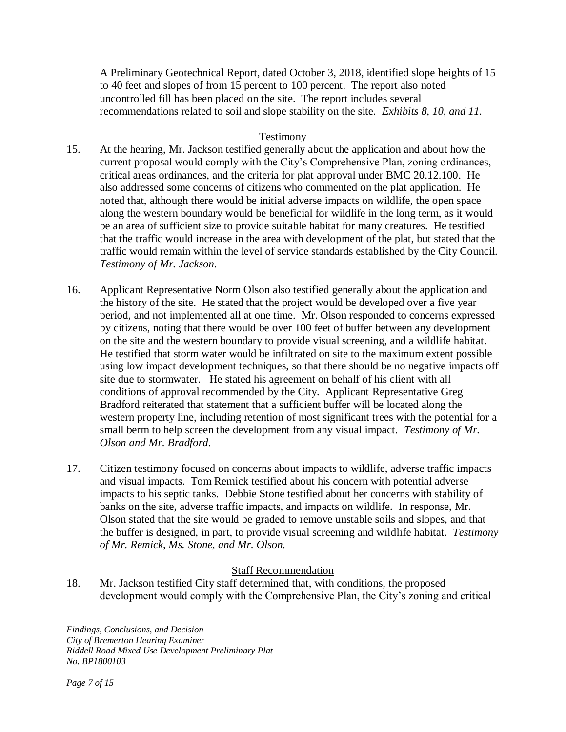A Preliminary Geotechnical Report, dated October 3, 2018, identified slope heights of 15 to 40 feet and slopes of from 15 percent to 100 percent. The report also noted uncontrolled fill has been placed on the site. The report includes several recommendations related to soil and slope stability on the site. *Exhibits 8, 10, and 11.*

## Testimony

15. At the hearing, Mr. Jackson testified generally about the application and about how the current proposal would comply with the City's Comprehensive Plan, zoning ordinances, critical areas ordinances, and the criteria for plat approval under BMC 20.12.100. He also addressed some concerns of citizens who commented on the plat application. He noted that, although there would be initial adverse impacts on wildlife, the open space along the western boundary would be beneficial for wildlife in the long term, as it would be an area of sufficient size to provide suitable habitat for many creatures. He testified that the traffic would increase in the area with development of the plat, but stated that the traffic would remain within the level of service standards established by the City Council. *Testimony of Mr. Jackson.*

16. Applicant Representative Norm Olson also testified generally about the application and the history of the site. He stated that the project would be developed over a five year period, and not implemented all at one time. Mr. Olson responded to concerns expressed by citizens, noting that there would be over 100 feet of buffer between any development on the site and the western boundary to provide visual screening, and a wildlife habitat. He testified that storm water would be infiltrated on site to the maximum extent possible using low impact development techniques, so that there should be no negative impacts off site due to stormwater. He stated his agreement on behalf of his client with all conditions of approval recommended by the City. Applicant Representative Greg Bradford reiterated that statement that a sufficient buffer will be located along the western property line, including retention of most significant trees with the potential for a small berm to help screen the development from any visual impact. *Testimony of Mr. Olson and Mr. Bradford.*

17. Citizen testimony focused on concerns about impacts to wildlife, adverse traffic impacts and visual impacts. Tom Remick testified about his concern with potential adverse impacts to his septic tanks. Debbie Stone testified about her concerns with stability of banks on the site, adverse traffic impacts, and impacts on wildlife. In response, Mr. Olson stated that the site would be graded to remove unstable soils and slopes, and that the buffer is designed, in part, to provide visual screening and wildlife habitat. *Testimony of Mr. Remick, Ms. Stone, and Mr. Olson.*

## Staff Recommendation

18. Mr. Jackson testified City staff determined that, with conditions, the proposed development would comply with the Comprehensive Plan, the City's zoning and critical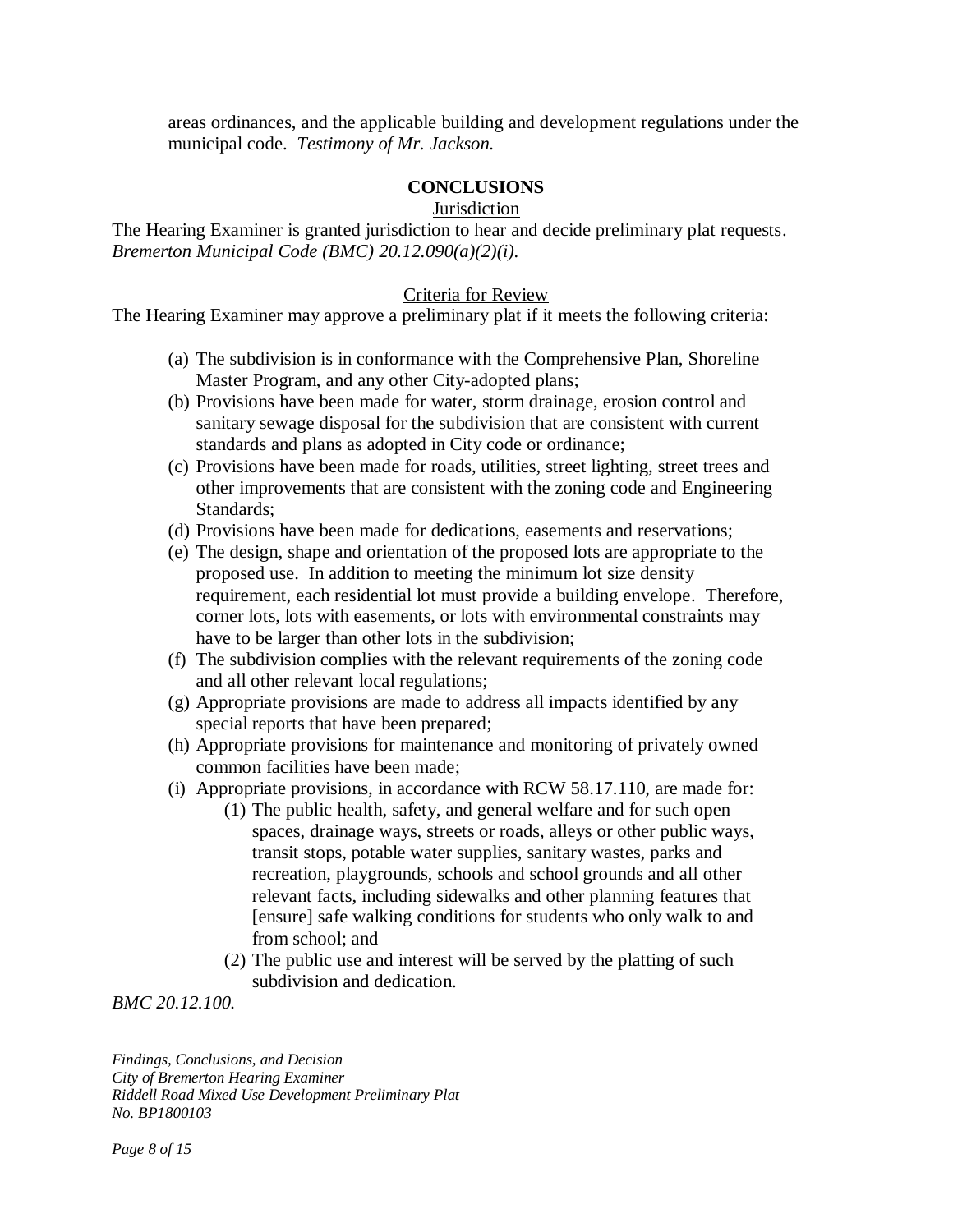areas ordinances, and the applicable building and development regulations under the municipal code. *Testimony of Mr. Jackson.*

## CONCLUSIONS

### Jurisdiction

The Hearing Examiner is granted jurisdiction to hear and decide preliminary plat requests. *Bremerton Municipal Code (BMC) 20.12.090(a)(2)(i).*

### Criteria for Review

The Hearing Examiner may approve a preliminary plat if it meets the following criteria:

(a) The subdivision is in conformance with the Comprehensive Plan, Shoreline Master Program, and any other City-adopted plans;

(b) Provisions have been made for water, storm drainage, erosion control and sanitary sewage disposal for the subdivision that are consistent with current standards and plans as adopted in City code or ordinance;

(c) Provisions have been made for roads, utilities, street lighting, street trees and other improvements that are consistent with the zoning code and Engineering Standards;

(d) Provisions have been made for dedications, easements and reservations;

(e) The design, shape and orientation of the proposed lots are appropriate to the proposed use. In addition to meeting the minimum lot size density requirement, each residential lot must provide a building envelope. Therefore, corner lots, lots with easements, or lots with environmental constraints may have to be larger than other lots in the subdivision;

(f) The subdivision complies with the relevant requirements of the zoning code and all other relevant local regulations;

(g) Appropriate provisions are made to address all impacts identified by any special reports that have been prepared;

(h) Appropriate provisions for maintenance and monitoring of privately owned common facilities have been made;

(i) Appropriate provisions, in accordance with RCW 58.17.110, are made for:

    (1) The public health, safety, and general welfare and for such open spaces, drainage ways, streets or roads, alleys or other public ways, transit stops, potable water supplies, sanitary wastes, parks and recreation, playgrounds, schools and school grounds and all other relevant facts, including sidewalks and other planning features that [ensure] safe walking conditions for students who only walk to and from school; and

    (2) The public use and interest will be served by the platting of such subdivision and dedication.

*BMC 20.12.100.*

*Findings, Conclusions, and Decision*
*City of Bremerton Hearing Examiner*
*Riddell Road Mixed Use Development Preliminary Plat*
*No. BP1800103*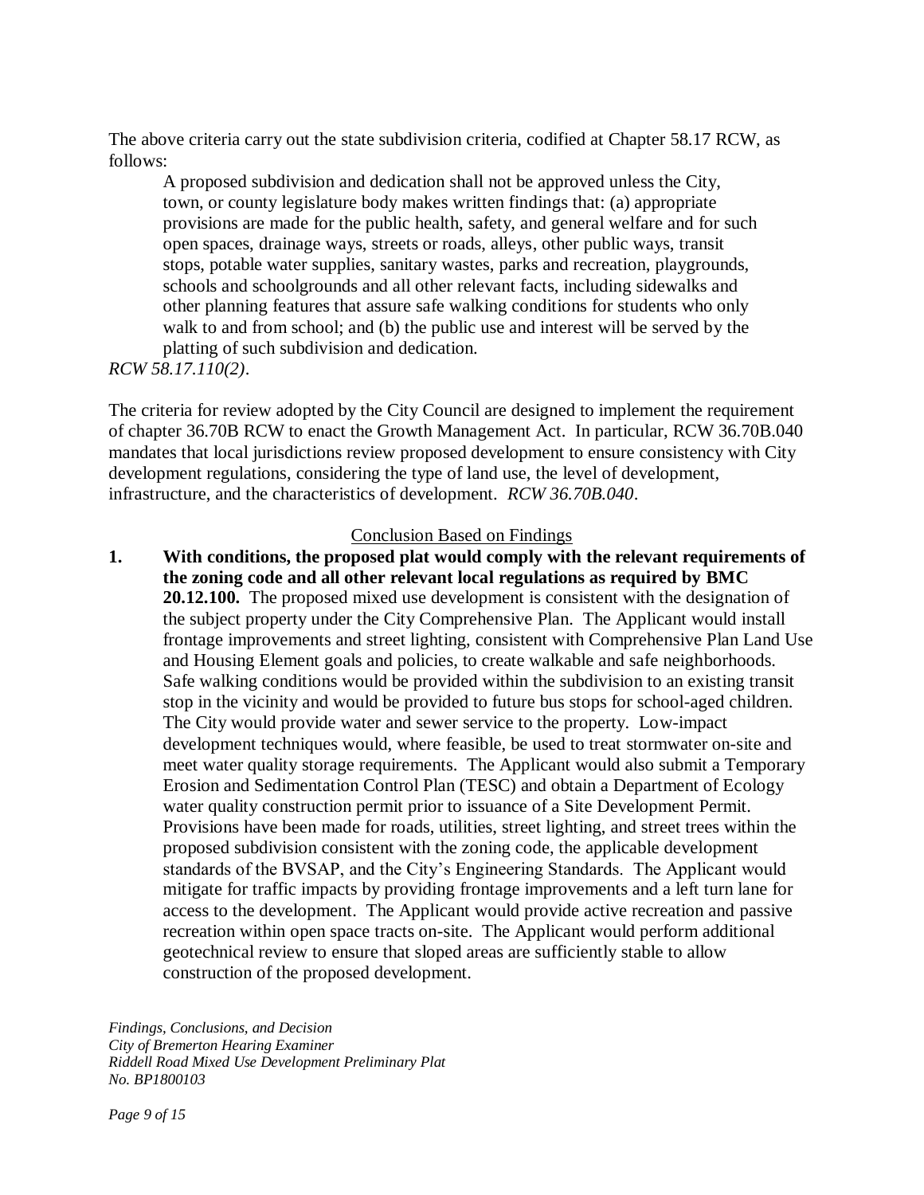The above criteria carry out the state subdivision criteria, codified at Chapter 58.17 RCW, as follows:

> A proposed subdivision and dedication shall not be approved unless the City, town, or county legislature body makes written findings that: (a) appropriate provisions are made for the public health, safety, and general welfare and for such open spaces, drainage ways, streets or roads, alleys, other public ways, transit stops, potable water supplies, sanitary wastes, parks and recreation, playgrounds, schools and schoolgrounds and all other relevant facts, including sidewalks and other planning features that assure safe walking conditions for students who only walk to and from school; and (b) the public use and interest will be served by the platting of such subdivision and dedication.

*RCW 58.17.110(2)*.

The criteria for review adopted by the City Council are designed to implement the requirement of chapter 36.70B RCW to enact the Growth Management Act. In particular, RCW 36.70B.040 mandates that local jurisdictions review proposed development to ensure consistency with City development regulations, considering the type of land use, the level of development, infrastructure, and the characteristics of development. *RCW 36.70B.040*.

## Conclusion Based on Findings

1. **With conditions, the proposed plat would comply with the relevant requirements of the zoning code and all other relevant local regulations as required by BMC 20.12.100.** The proposed mixed use development is consistent with the designation of the subject property under the City Comprehensive Plan. The Applicant would install frontage improvements and street lighting, consistent with Comprehensive Plan Land Use and Housing Element goals and policies, to create walkable and safe neighborhoods. Safe walking conditions would be provided within the subdivision to an existing transit stop in the vicinity and would be provided to future bus stops for school-aged children. The City would provide water and sewer service to the property. Low-impact development techniques would, where feasible, be used to treat stormwater on-site and meet water quality storage requirements. The Applicant would also submit a Temporary Erosion and Sedimentation Control Plan (TESC) and obtain a Department of Ecology water quality construction permit prior to issuance of a Site Development Permit. Provisions have been made for roads, utilities, street lighting, and street trees within the proposed subdivision consistent with the zoning code, the applicable development standards of the BVSAP, and the City's Engineering Standards. The Applicant would mitigate for traffic impacts by providing frontage improvements and a left turn lane for access to the development. The Applicant would provide active recreation and passive recreation within open space tracts on-site. The Applicant would perform additional geotechnical review to ensure that sloped areas are sufficiently stable to allow construction of the proposed development.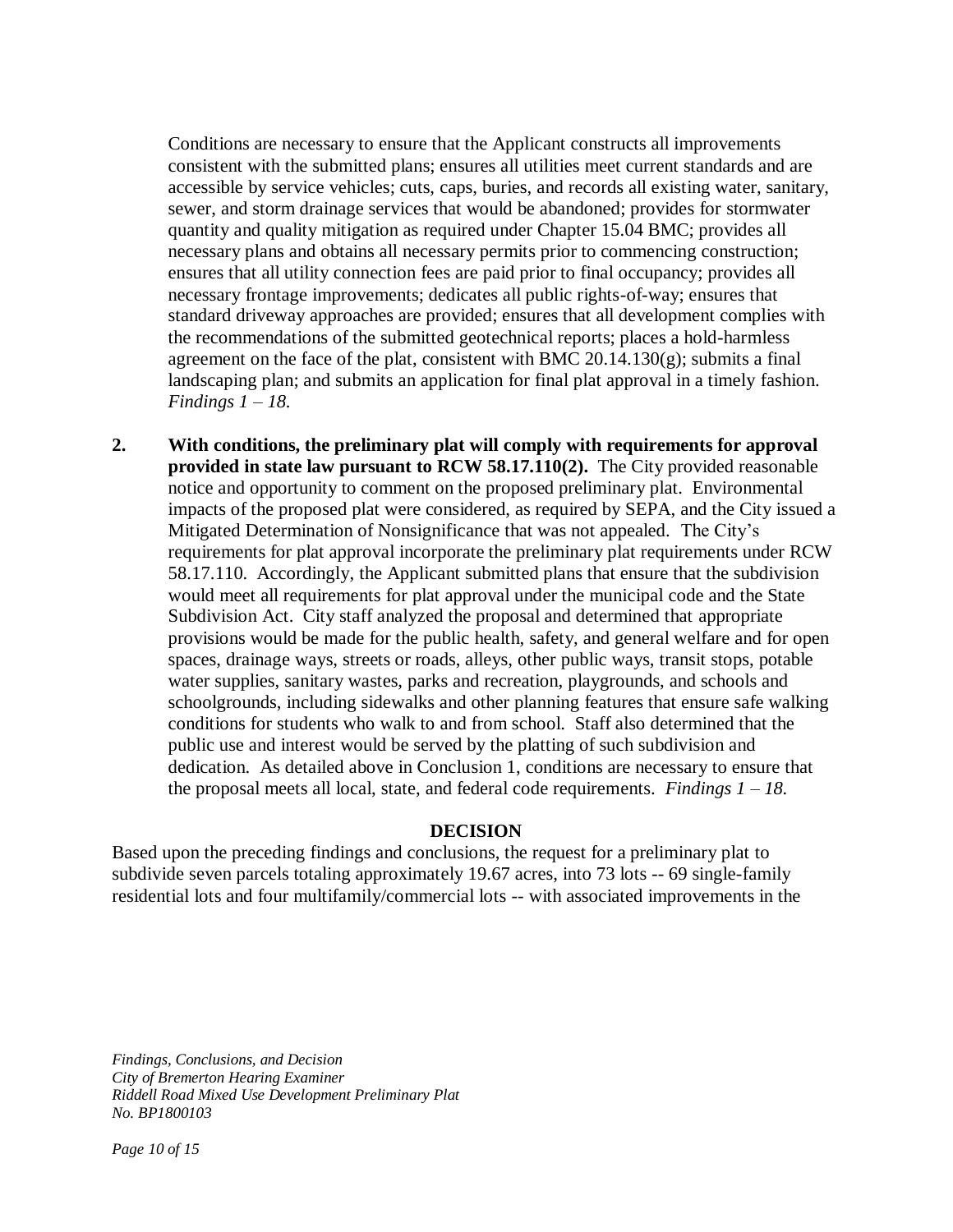Conditions are necessary to ensure that the Applicant constructs all improvements consistent with the submitted plans; ensures all utilities meet current standards and are accessible by service vehicles; cuts, caps, buries, and records all existing water, sanitary, sewer, and storm drainage services that would be abandoned; provides for stormwater quantity and quality mitigation as required under Chapter 15.04 BMC; provides all necessary plans and obtains all necessary permits prior to commencing construction; ensures that all utility connection fees are paid prior to final occupancy; provides all necessary frontage improvements; dedicates all public rights-of-way; ensures that standard driveway approaches are provided; ensures that all development complies with the recommendations of the submitted geotechnical reports; places a hold-harmless agreement on the face of the plat, consistent with BMC 20.14.130(g); submits a final landscaping plan; and submits an application for final plat approval in a timely fashion. *Findings 1 – 18.*

2. **With conditions, the preliminary plat will comply with requirements for approval provided in state law pursuant to RCW 58.17.110(2).** The City provided reasonable notice and opportunity to comment on the proposed preliminary plat. Environmental impacts of the proposed plat were considered, as required by SEPA, and the City issued a Mitigated Determination of Nonsignificance that was not appealed. The City's requirements for plat approval incorporate the preliminary plat requirements under RCW 58.17.110. Accordingly, the Applicant submitted plans that ensure that the subdivision would meet all requirements for plat approval under the municipal code and the State Subdivision Act. City staff analyzed the proposal and determined that appropriate provisions would be made for the public health, safety, and general welfare and for open spaces, drainage ways, streets or roads, alleys, other public ways, transit stops, potable water supplies, sanitary wastes, parks and recreation, playgrounds, and schools and schoolgrounds, including sidewalks and other planning features that ensure safe walking conditions for students who walk to and from school. Staff also determined that the public use and interest would be served by the platting of such subdivision and dedication. As detailed above in Conclusion 1, conditions are necessary to ensure that the proposal meets all local, state, and federal code requirements. *Findings 1 – 18.*

## DECISION

Based upon the preceding findings and conclusions, the request for a preliminary plat to subdivide seven parcels totaling approximately 19.67 acres, into 73 lots -- 69 single-family residential lots and four multifamily/commercial lots -- with associated improvements in the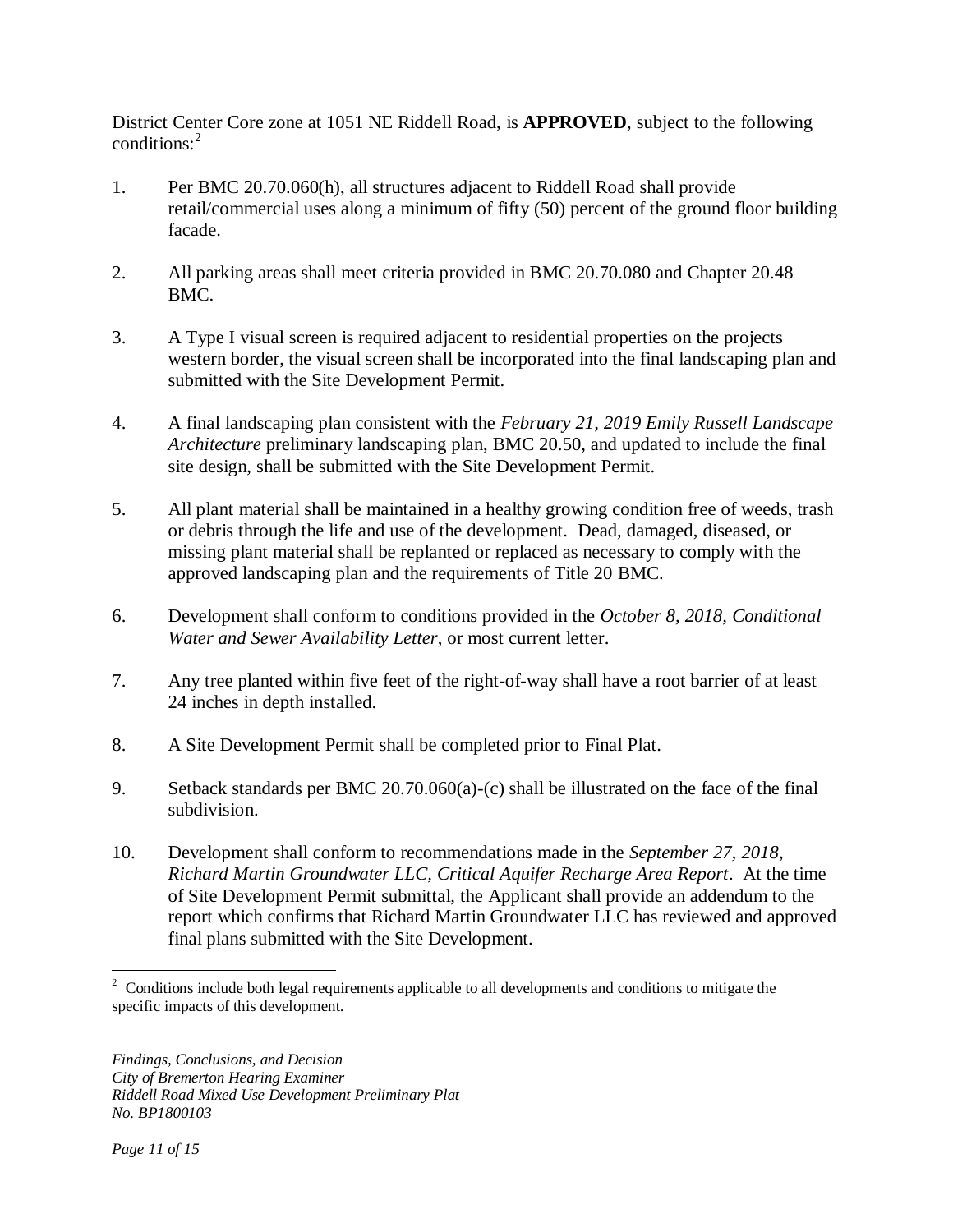District Center Core zone at 1051 NE Riddell Road, is **APPROVED**, subject to the following conditions:[2]

1. Per BMC 20.70.060(h), all structures adjacent to Riddell Road shall provide retail/commercial uses along a minimum of fifty (50) percent of the ground floor building facade.

2. All parking areas shall meet criteria provided in BMC 20.70.080 and Chapter 20.48 BMC.

3. A Type I visual screen is required adjacent to residential properties on the projects western border, the visual screen shall be incorporated into the final landscaping plan and submitted with the Site Development Permit.

4. A final landscaping plan consistent with the *February 21, 2019 Emily Russell Landscape Architecture* preliminary landscaping plan, BMC 20.50, and updated to include the final site design, shall be submitted with the Site Development Permit.

5. All plant material shall be maintained in a healthy growing condition free of weeds, trash or debris through the life and use of the development. Dead, damaged, diseased, or missing plant material shall be replanted or replaced as necessary to comply with the approved landscaping plan and the requirements of Title 20 BMC.

6. Development shall conform to conditions provided in the *October 8, 2018, Conditional Water and Sewer Availability Letter*, or most current letter.

7. Any tree planted within five feet of the right-of-way shall have a root barrier of at least 24 inches in depth installed.

8. A Site Development Permit shall be completed prior to Final Plat.

9. Setback standards per BMC 20.70.060(a)-(c) shall be illustrated on the face of the final subdivision.

10. Development shall conform to recommendations made in the *September 27, 2018, Richard Martin Groundwater LLC, Critical Aquifer Recharge Area Report*. At the time of Site Development Permit submittal, the Applicant shall provide an addendum to the report which confirms that Richard Martin Groundwater LLC has reviewed and approved final plans submitted with the Site Development.

---

[2] Conditions include both legal requirements applicable to all developments and conditions to mitigate the specific impacts of this development.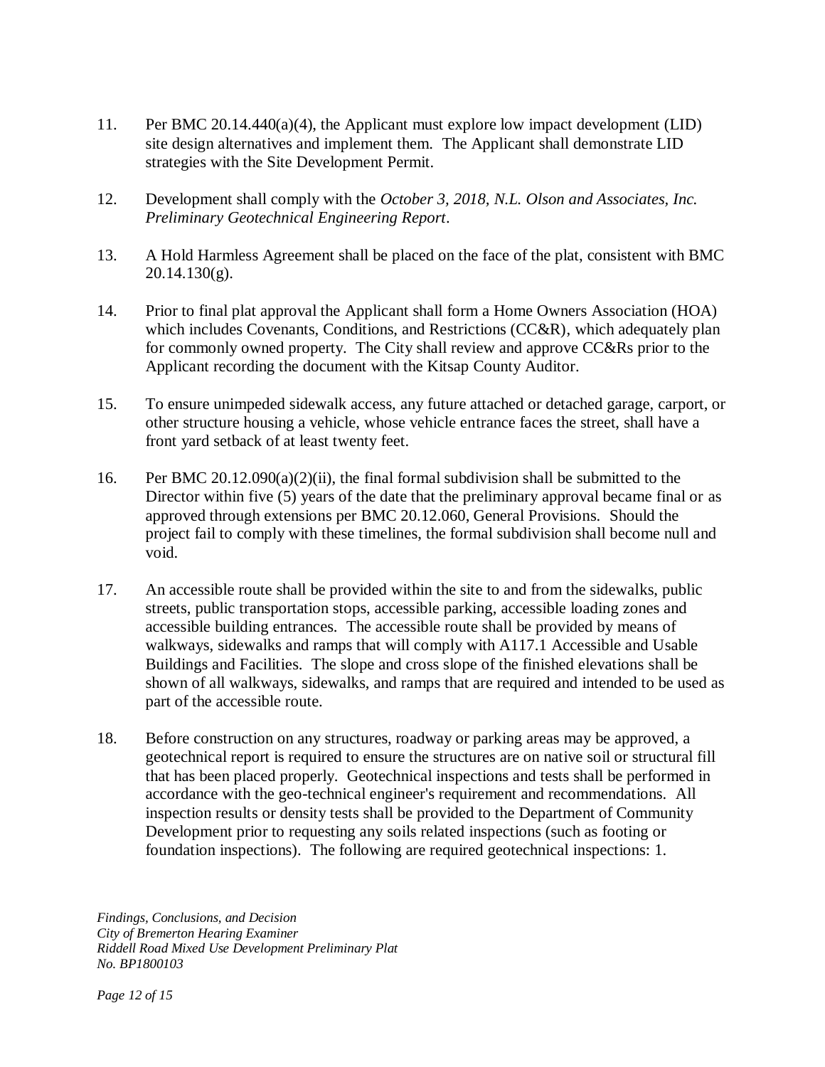11. Per BMC 20.14.440(a)(4), the Applicant must explore low impact development (LID) site design alternatives and implement them. The Applicant shall demonstrate LID strategies with the Site Development Permit.

12. Development shall comply with the *October 3, 2018, N.L. Olson and Associates, Inc. Preliminary Geotechnical Engineering Report*.

13. A Hold Harmless Agreement shall be placed on the face of the plat, consistent with BMC 20.14.130(g).

14. Prior to final plat approval the Applicant shall form a Home Owners Association (HOA) which includes Covenants, Conditions, and Restrictions (CC&R), which adequately plan for commonly owned property. The City shall review and approve CC&Rs prior to the Applicant recording the document with the Kitsap County Auditor.

15. To ensure unimpeded sidewalk access, any future attached or detached garage, carport, or other structure housing a vehicle, whose vehicle entrance faces the street, shall have a front yard setback of at least twenty feet.

16. Per BMC 20.12.090(a)(2)(ii), the final formal subdivision shall be submitted to the Director within five (5) years of the date that the preliminary approval became final or as approved through extensions per BMC 20.12.060, General Provisions. Should the project fail to comply with these timelines, the formal subdivision shall become null and void.

17. An accessible route shall be provided within the site to and from the sidewalks, public streets, public transportation stops, accessible parking, accessible loading zones and accessible building entrances. The accessible route shall be provided by means of walkways, sidewalks and ramps that will comply with A117.1 Accessible and Usable Buildings and Facilities. The slope and cross slope of the finished elevations shall be shown of all walkways, sidewalks, and ramps that are required and intended to be used as part of the accessible route.

18. Before construction on any structures, roadway or parking areas may be approved, a geotechnical report is required to ensure the structures are on native soil or structural fill that has been placed properly. Geotechnical inspections and tests shall be performed in accordance with the geo-technical engineer's requirement and recommendations. All inspection results or density tests shall be provided to the Department of Community Development prior to requesting any soils related inspections (such as footing or foundation inspections). The following are required geotechnical inspections: 1.

*Findings, Conclusions, and Decision*
*City of Bremerton Hearing Examiner*
*Riddell Road Mixed Use Development Preliminary Plat*
*No. BP1800103*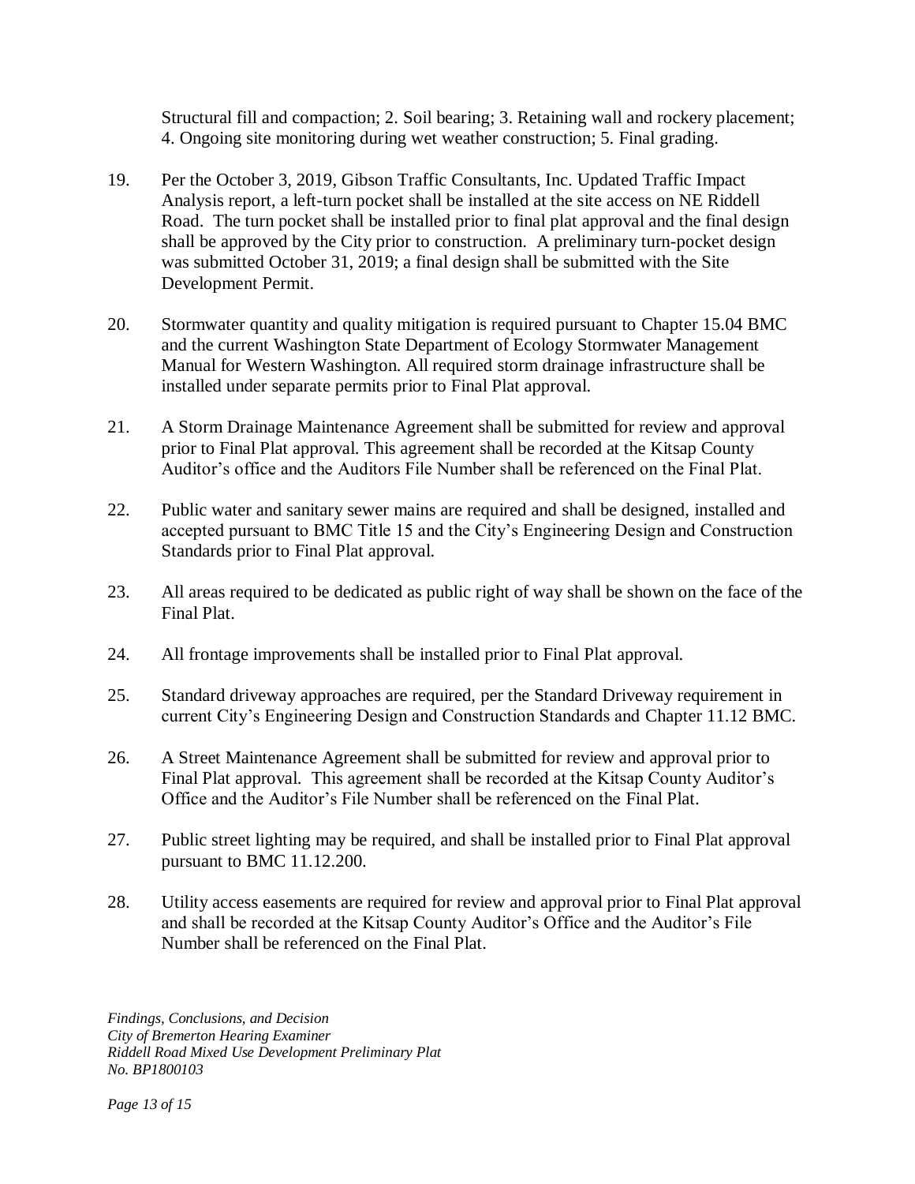Structural fill and compaction; 2. Soil bearing; 3. Retaining wall and rockery placement; 4. Ongoing site monitoring during wet weather construction; 5. Final grading.

19. Per the October 3, 2019, Gibson Traffic Consultants, Inc. Updated Traffic Impact Analysis report, a left-turn pocket shall be installed at the site access on NE Riddell Road. The turn pocket shall be installed prior to final plat approval and the final design shall be approved by the City prior to construction. A preliminary turn-pocket design was submitted October 31, 2019; a final design shall be submitted with the Site Development Permit.

20. Stormwater quantity and quality mitigation is required pursuant to Chapter 15.04 BMC and the current Washington State Department of Ecology Stormwater Management Manual for Western Washington. All required storm drainage infrastructure shall be installed under separate permits prior to Final Plat approval.

21. A Storm Drainage Maintenance Agreement shall be submitted for review and approval prior to Final Plat approval. This agreement shall be recorded at the Kitsap County Auditor's office and the Auditors File Number shall be referenced on the Final Plat.

22. Public water and sanitary sewer mains are required and shall be designed, installed and accepted pursuant to BMC Title 15 and the City's Engineering Design and Construction Standards prior to Final Plat approval.

23. All areas required to be dedicated as public right of way shall be shown on the face of the Final Plat.

24. All frontage improvements shall be installed prior to Final Plat approval.

25. Standard driveway approaches are required, per the Standard Driveway requirement in current City's Engineering Design and Construction Standards and Chapter 11.12 BMC.

26. A Street Maintenance Agreement shall be submitted for review and approval prior to Final Plat approval. This agreement shall be recorded at the Kitsap County Auditor's Office and the Auditor's File Number shall be referenced on the Final Plat.

27. Public street lighting may be required, and shall be installed prior to Final Plat approval pursuant to BMC 11.12.200.

28. Utility access easements are required for review and approval prior to Final Plat approval and shall be recorded at the Kitsap County Auditor's Office and the Auditor's File Number shall be referenced on the Final Plat.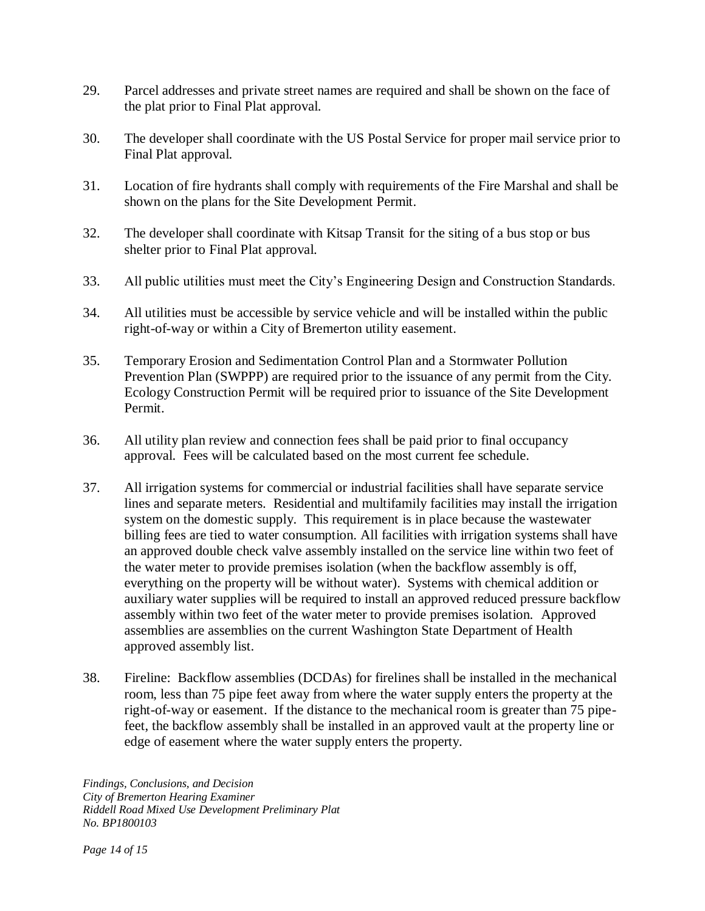29. Parcel addresses and private street names are required and shall be shown on the face of the plat prior to Final Plat approval.

30. The developer shall coordinate with the US Postal Service for proper mail service prior to Final Plat approval.

31. Location of fire hydrants shall comply with requirements of the Fire Marshal and shall be shown on the plans for the Site Development Permit.

32. The developer shall coordinate with Kitsap Transit for the siting of a bus stop or bus shelter prior to Final Plat approval.

33. All public utilities must meet the City's Engineering Design and Construction Standards.

34. All utilities must be accessible by service vehicle and will be installed within the public right-of-way or within a City of Bremerton utility easement.

35. Temporary Erosion and Sedimentation Control Plan and a Stormwater Pollution Prevention Plan (SWPPP) are required prior to the issuance of any permit from the City. Ecology Construction Permit will be required prior to issuance of the Site Development Permit.

36. All utility plan review and connection fees shall be paid prior to final occupancy approval. Fees will be calculated based on the most current fee schedule.

37. All irrigation systems for commercial or industrial facilities shall have separate service lines and separate meters. Residential and multifamily facilities may install the irrigation system on the domestic supply. This requirement is in place because the wastewater billing fees are tied to water consumption. All facilities with irrigation systems shall have an approved double check valve assembly installed on the service line within two feet of the water meter to provide premises isolation (when the backflow assembly is off, everything on the property will be without water). Systems with chemical addition or auxiliary water supplies will be required to install an approved reduced pressure backflow assembly within two feet of the water meter to provide premises isolation. Approved assemblies are assemblies on the current Washington State Department of Health approved assembly list.

38. Fireline: Backflow assemblies (DCDAs) for firelines shall be installed in the mechanical room, less than 75 pipe feet away from where the water supply enters the property at the right-of-way or easement. If the distance to the mechanical room is greater than 75 pipe-feet, the backflow assembly shall be installed in an approved vault at the property line or edge of easement where the water supply enters the property.

*Findings, Conclusions, and Decision*
*City of Bremerton Hearing Examiner*
*Riddell Road Mixed Use Development Preliminary Plat*
*No. BP1800103*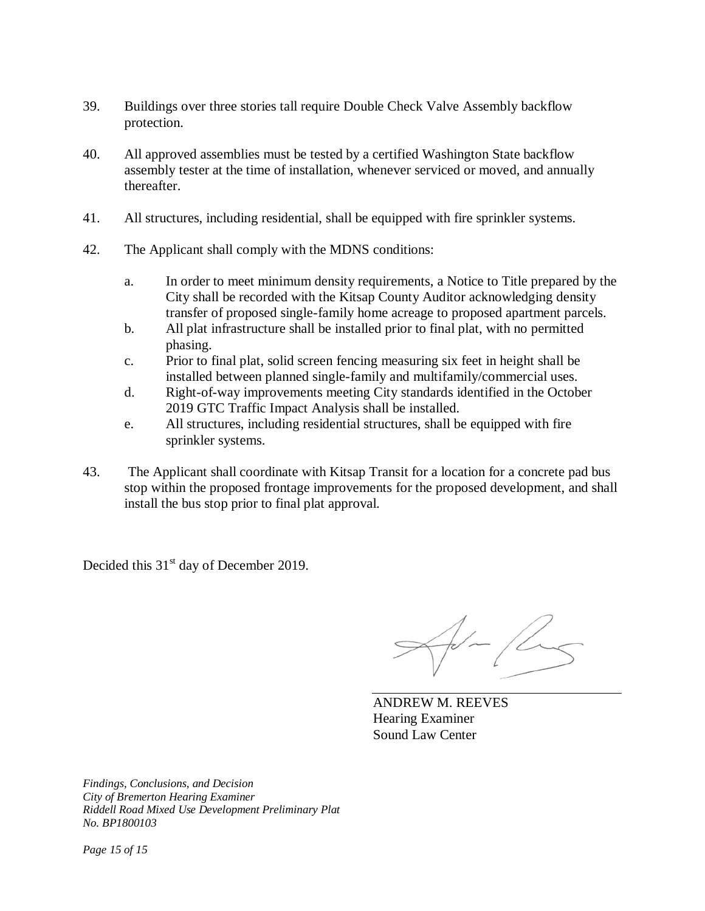39. Buildings over three stories tall require Double Check Valve Assembly backflow protection.

40. All approved assemblies must be tested by a certified Washington State backflow assembly tester at the time of installation, whenever serviced or moved, and annually thereafter.

41. All structures, including residential, shall be equipped with fire sprinkler systems.

42. The Applicant shall comply with the MDNS conditions:

    a. In order to meet minimum density requirements, a Notice to Title prepared by the City shall be recorded with the Kitsap County Auditor acknowledging density transfer of proposed single-family home acreage to proposed apartment parcels.
    b. All plat infrastructure shall be installed prior to final plat, with no permitted phasing.
    c. Prior to final plat, solid screen fencing measuring six feet in height shall be installed between planned single-family and multifamily/commercial uses.
    d. Right-of-way improvements meeting City standards identified in the October 2019 GTC Traffic Impact Analysis shall be installed.
    e. All structures, including residential structures, shall be equipped with fire sprinkler systems.

43. The Applicant shall coordinate with Kitsap Transit for a location for a concrete pad bus stop within the proposed frontage improvements for the proposed development, and shall install the bus stop prior to final plat approval.

Decided this 31st day of December 2019.

ANDREW M. REEVES
Hearing Examiner
Sound Law Center

*Findings, Conclusions, and Decision*
*City of Bremerton Hearing Examiner*
*Riddell Road Mixed Use Development Preliminary Plat*
*No. BP1800103*